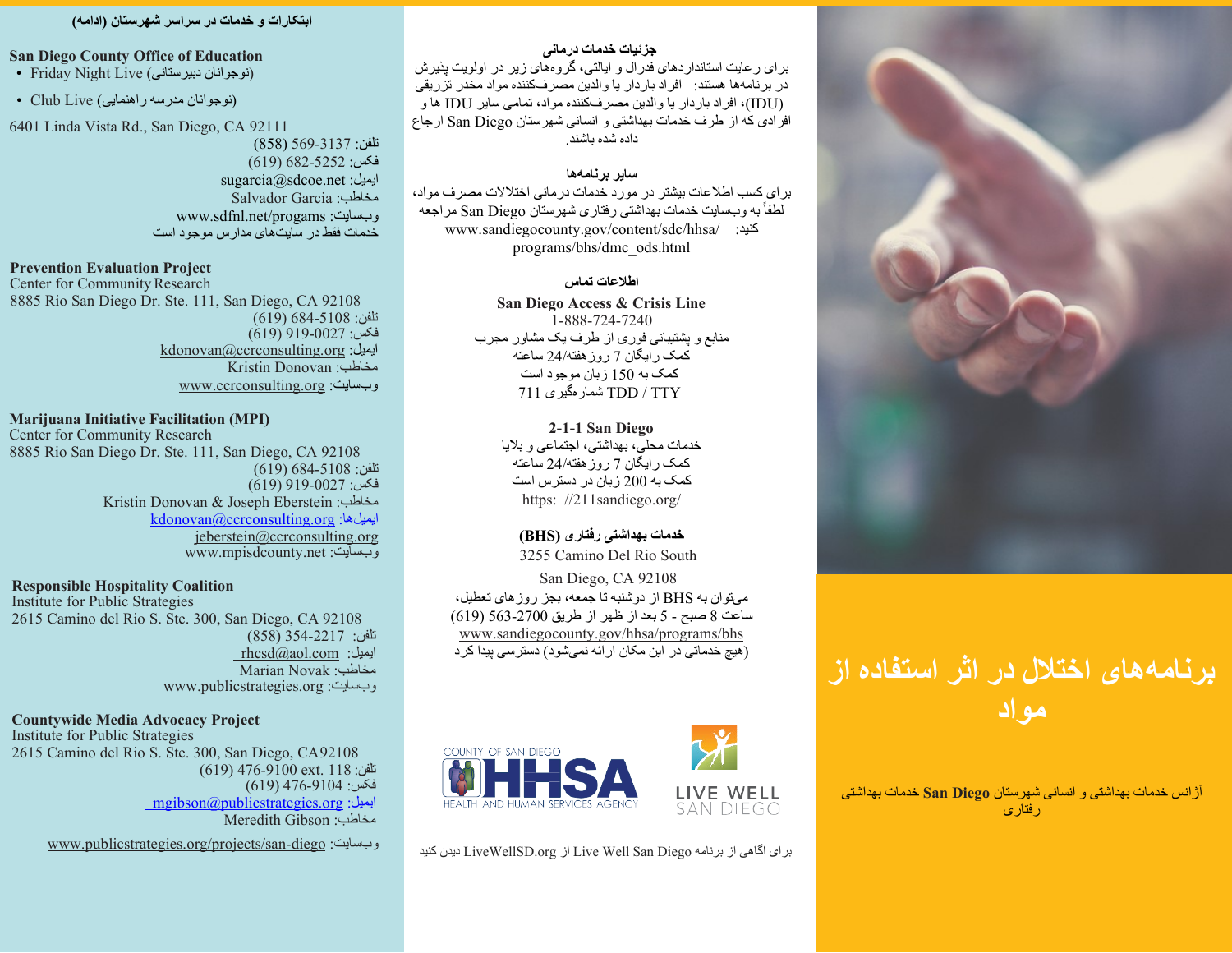## ابتکارات و خدمات در سراسر شهرستان (ادامه)

### San Diego County Office of Education

- Friday Night Live (نوجوانان دبیرستانی)
- Club Live (نوجوانان مدرسه راهنمایی)

6401 Linda Vista Rd., San Diego, CA 92111
تلفن: 569-3137 (858)
فکس: 682-5252 (619)
ایمیل: sugarcia@sdcoe.net
مخاطب: Salvador Garcia
وبسایت: www.sdfnl.net/progams
خدمات فقط در سایت‌های مدارس موجود است

### Prevention Evaluation Project

Center for Community Research
8885 Rio San Diego Dr. Ste. 111, San Diego, CA 92108
تلفن: 684-5108 (619)
فکس: 919-0027 (619)
ایمیل: kdonovan@ccrconsulting.org
مخاطب: Kristin Donovan
وبسایت: www.ccrconsulting.org

### Marijuana Initiative Facilitation (MPI)

Center for Community Research
8885 Rio San Diego Dr. Ste. 111, San Diego, CA 92108
تلفن: 684-5108 (619)
فکس: 919-0027 (619)
مخاطب: Kristin Donovan & Joseph Eberstein
ایمیل‌ها: kdonovan@ccrconsulting.org
jeberstein@ccrconsulting.org
وبسایت: www.mpisdcounty.net

### Responsible Hospitality Coalition

Institute for Public Strategies
2615 Camino del Rio S. Ste. 300, San Diego, CA 92108
تلفن: 354-2217 (858)
ایمیل: rhcsd@aol.com
مخاطب: Marian Novak
وبسایت: www.publicstrategies.org

### Countywide Media Advocacy Project

Institute for Public Strategies
2615 Camino del Rio S. Ste. 300, San Diego, CA92108
تلفن: 476-9100 ext. 118 (619)
فکس: 476-9104 (619)
ایمیل: mgibson@publicstrategies.org
مخاطب: Meredith Gibson
وبسایت: www.publicstrategies.org/projects/san-diego

### جزئیات خدمات درمانی

برای رعایت استانداردهای فدرال و ایالتی، گروه‌های زیر در اولویت پذیرش در برنامه‌ها هستند: افراد باردار یا والدین مصرف‌کننده مواد مخدر تزریقی (IDU)، افراد باردار یا والدین مصرف‌کننده مواد، تمامی سایر IDU ها و افرادی که از طرف خدمات بهداشتی و انسانی شهرستان San Diego ارجاع داده شده باشند.

### سایر برنامه‌ها

برای کسب اطلاعات بیشتر در مورد خدمات درمانی اختلالات مصرف مواد، لطفاً به وبسایت خدمات بهداشتی رفتاری شهرستان San Diego مراجعه کنید: www.sandiegocounty.gov/content/sdc/hhsa/programs/bhs/dmc_ods.html

### اطلاعات تماس

**San Diego Access & Crisis Line**
1-888-724-7240
منابع و پشتیبانی فوری از طرف یک مشاور مجرب
کمک رایگان 7 روز هفته/24 ساعته
کمک به 150 زبان موجود است
TDD / TTY شماره‌گیری 711

**2-1-1 San Diego**
خدمات محلی، بهداشتی، اجتماعی و بلایا
کمک رایگان 7 روز هفته/24 ساعته
کمک به 200 زبان در دسترس است
https: //211sandiego.org/

**خدمات بهداشتی رفتاری (BHS)**
3255 Camino Del Rio South
San Diego, CA 92108
می‌توان به BHS از دوشنبه تا جمعه، بجز روزهای تعطیل، ساعت 8 صبح - 5 بعد از ظهر از طریق 563-2700 (619)
www.sandiegocounty.gov/hhsa/programs/bhs
(هیچ خدماتی در این مکان ارائه نمی‌شود) دسترسی پیدا کرد

COUNTY OF SAN DIEGO HHSA HEALTH AND HUMAN SERVICES AGENCY | LIVE WELL SAN DIEGO

برای آگاهی از برنامه Live Well San Diego از LiveWellSD.org دیدن کنید

# برنامه‌های اختلال در اثر استفاده از مواد

آژانس خدمات بهداشتی و انسانی شهرستان **San Diego** خدمات بهداشتی رفتاری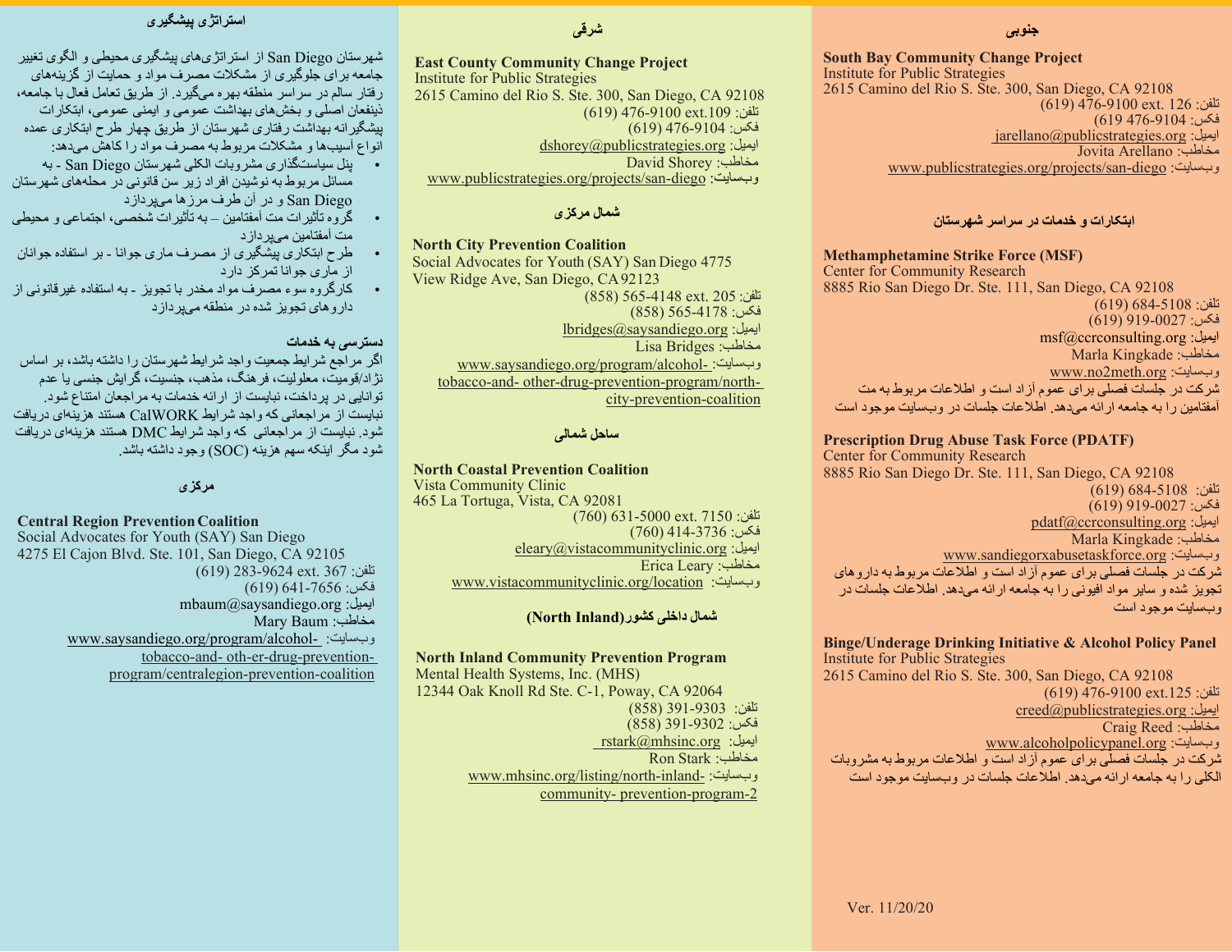## استراتژی پیشگیری

شهرستان San Diego از استراتژی‌های پیشگیری محیطی و الگوی تغییر جامعه برای جلوگیری از مشکلات مصرف مواد و حمایت از گزینه‌های رفتار سالم در سراسر منطقه بهره می‌گیرد. از طریق تعامل فعال با جامعه، ذینفعان اصلی و بخش‌های بهداشت عمومی و ایمنی عمومی، ابتکارات پیشگیرانه بهداشت رفتاری شهرستان از طریق چهار طرح ابتکاری عمده انواع آسیب‌ها و مشکلات مربوط به مصرف مواد را کاهش می‌دهد:

- پنل سیاستگذاری مشروبات الکلی شهرستان San Diego - به مسائل مربوط به نوشیدن افراد زیر سن قانونی در محله‌های شهرستان San Diego و در آن طرف مرزها می‌پردازد
- گروه تاثیرات مت آمفتامین – به تأثیرات شخصی، اجتماعی و محیطی مت آمفتامین می‌پردازد
- طرح ابتکاری پیشگیری از مصرف ماری جوانا - بر استفاده جوانان از ماری جوانا تمرکز دارد
- کارگروه سوء مصرف مواد مخدر با تجویز - به استفاده غیرقانونی از داروهای تجویز شده در منطقه می‌پردازد

## دسترسی به خدمات

اگر مراجع شرایط جمعیت واجد شرایط شهرستان را داشته باشد، بر اساس نژاد/قومیت، معلولیت، فرهنگ، مذهب، جنسیت، گرایش جنسی یا عدم توانایی در پرداخت، نبایست از ارائه خدمات به مراجعان امتناع شود. نبایست از مراجعانی که واجد شرایط CalWORK هستند هزینه‌ای دریافت شود. نبایست از مراجعانی که واجد شرایط DMC هستند هزینه‌ای دریافت شود مگر اینکه سهم هزینه (SOC) وجود داشته باشد.

## مرکزی

**Central Region Prevention Coalition**
Social Advocates for Youth (SAY) San Diego
4275 El Cajon Blvd. Ste. 101, San Diego, CA 92105
تلفن: (619) 283-9624 ext. 367
فکس: (619) 641-7656
ایمیل: mbaum@saysandiego.org
مخاطب: Mary Baum
وبسایت: www.saysandiego.org/program/alcohol-tobacco-and-oth-er-drug-prevention-program/centralegion-prevention-coalition

## شرقی

**East County Community Change Project**
Institute for Public Strategies
2615 Camino del Rio S. Ste. 300, San Diego, CA 92108
تلفن: (619) 476-9100 ext.109
فکس: (619) 476-9104
ایمیل: dshorey@publicstrategies.org
مخاطب: David Shorey
وبسایت: www.publicstrategies.org/projects/san-diego

## شمال مرکزی

**North City Prevention Coalition**
Social Advocates for Youth (SAY) San Diego 4775 View Ridge Ave, San Diego, CA 92123
تلفن: (858) 565-4148 ext. 205
فکس: (858) 565-4178
ایمیل: lbridges@saysandiego.org
مخاطب: Lisa Bridges
وبسایت: www.saysandiego.org/program/alcohol-tobacco-and-other-drug-prevention-program/north-city-prevention-coalition

## ساحل شمالی

**North Coastal Prevention Coalition**
Vista Community Clinic
465 La Tortuga, Vista, CA 92081
تلفن: (760) 631-5000 ext. 7150
فکس: (760) 414-3736
ایمیل: eleary@vistacommunityclinic.org
مخاطب: Erica Leary
وبسایت: www.vistacommunityclinic.org/location

## شمال داخلی کشور(North Inland)

**North Inland Community Prevention Program**
Mental Health Systems, Inc. (MHS)
12344 Oak Knoll Rd Ste. C-1, Poway, CA 92064
تلفن: (858) 391-9303
فکس: (858) 391-9302
ایمیل: rstark@mhsinc.org
مخاطب: Ron Stark
وبسایت: www.mhsinc.org/listing/north-inland-community-prevention-program-2

## جنوبی

**South Bay Community Change Project**
Institute for Public Strategies
2615 Camino del Rio S. Ste. 300, San Diego, CA 92108
تلفن: (619) 476-9100 ext. 126
فکس: (619) 476-9104
ایمیل: jarellano@publicstrategies.org
مخاطب: Jovita Arellano
وبسایت: www.publicstrategies.org/projects/san-diego

## ابتکارات و خدمات در سراسر شهرستان

**Methamphetamine Strike Force (MSF)**
Center for Community Research
8885 Rio San Diego Dr. Ste. 111, San Diego, CA 92108
تلفن: (619) 684-5108
فکس: (619) 919-0027
ایمیل: msf@ccrconsulting.org
مخاطب: Marla Kingkade
وبسایت: www.no2meth.org
شرکت در جلسات فصلی برای عموم آزاد است و اطلاعات مربوط به مت آمفتامین را به جامعه ارائه می‌دهد. اطلاعات جلسات در وبسایت موجود است

**Prescription Drug Abuse Task Force (PDATF)**
Center for Community Research
8885 Rio San Diego Dr. Ste. 111, San Diego, CA 92108
تلفن: (619) 684-5108
فکس: (619) 919-0027
ایمیل: pdatf@ccrconsulting.org
مخاطب: Marla Kingkade
وبسایت: www.sandiegorxabusetaskforce.org
شرکت در جلسات فصلی برای عموم آزاد است و اطلاعات مربوط به داروهای تجویز شده و سایر مواد افیونی را به جامعه ارائه می‌دهد. اطلاعات جلسات در وبسایت موجود است

**Binge/Underage Drinking Initiative & Alcohol Policy Panel**
Institute for Public Strategies
2615 Camino del Rio S. Ste. 300, San Diego, CA 92108
تلفن: (619) 476-9100 ext.125
ایمیل: creed@publicstrategies.org
مخاطب: Craig Reed
وبسایت: www.alcoholpolicypanel.org
شرکت در جلسات فصلی برای عموم آزاد است و اطلاعات مربوط به مشروبات الکلی را به جامعه ارائه می‌دهد. اطلاعات جلسات در وبسایت موجود است

Ver. 11/20/20